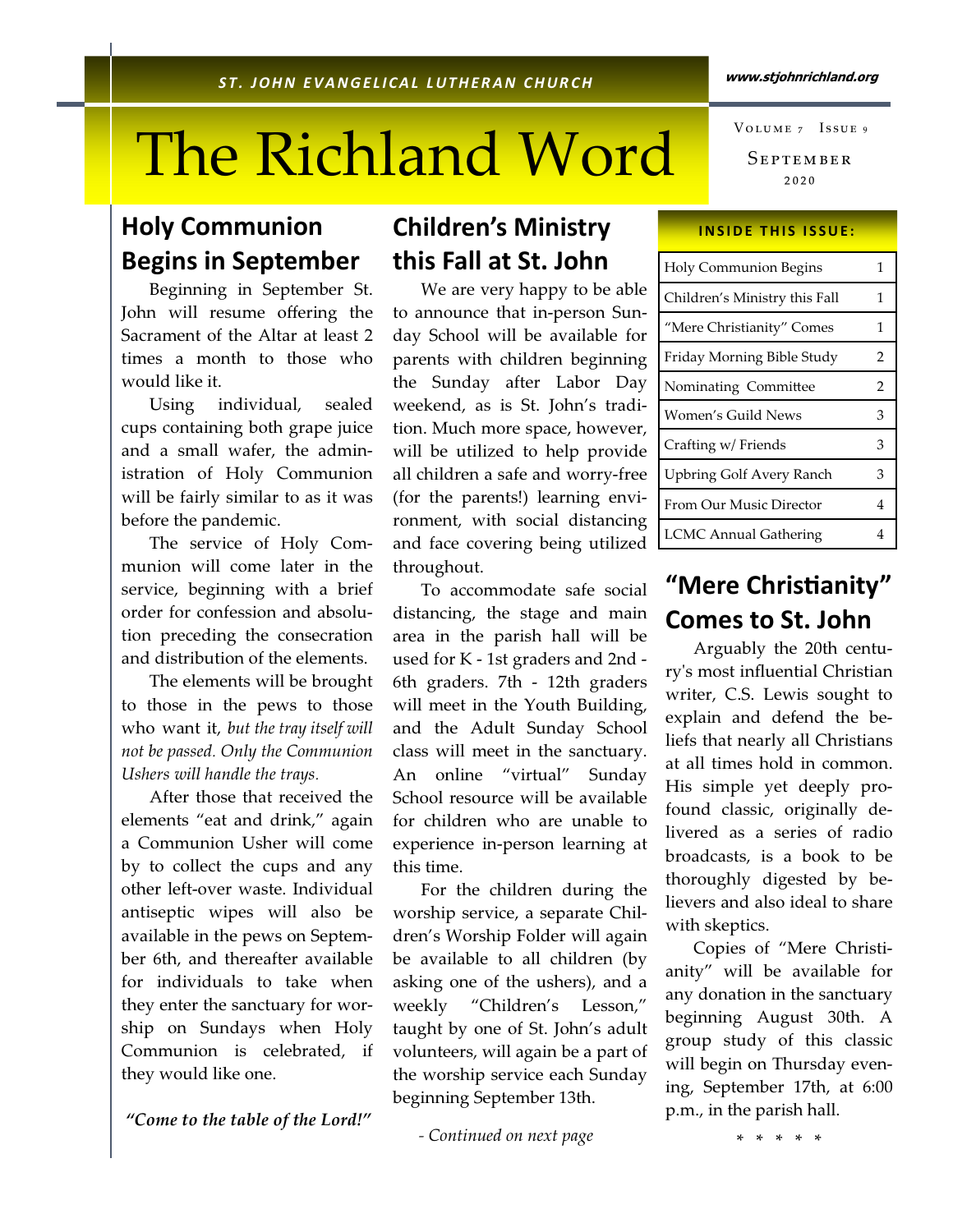ST. JOHN EVANGELICAL LUTHERAN CHURCH

www.stjohnrichland.org

# The Richland Word

Volume 7 Issue 9

September 2020

## Holy Communion Begins in September

Beginning in September St. John will resume offering the Sacrament of the Altar at least 2 times a month to those who would like it.

Using individual, sealed cups containing both grape juice and a small wafer, the administration of Holy Communion will be fairly similar to as it was before the pandemic.

The service of Holy Communion will come later in the service, beginning with a brief order for confession and absolution preceding the consecration and distribution of the elements.

The elements will be brought to those in the pews to those who want it, *but the tray itself will not be passed. Only the Communion Ushers will handle the trays.*

After those that received the elements "eat and drink," again a Communion Usher will come by to collect the cups and any other left-over waste. Individual antiseptic wipes will also be available in the pews on September 6th, and thereafter available for individuals to take when they enter the sanctuary for worship on Sundays when Holy Communion is celebrated, if they would like one.

*"Come to the table of the Lord!"*

## Children's Ministry this Fall at St. John

We are very happy to be able to announce that in-person Sunday School will be available for parents with children beginning the Sunday after Labor Day weekend, as is St. John's tradition. Much more space, however, will be utilized to help provide all children a safe and worry-free (for the parents!) learning environment, with social distancing and face covering being utilized throughout.

To accommodate safe social distancing, the stage and main area in the parish hall will be used for K - 1st graders and 2nd - 6th graders. 7th - 12th graders will meet in the Youth Building, and the Adult Sunday School class will meet in the sanctuary. An online "virtual" Sunday School resource will be available for children who are unable to experience in-person learning at this time.

For the children during the worship service, a separate Children's Worship Folder will again be available to all children (by asking one of the ushers), and a weekly "Children's Lesson," taught by one of St. John's adult volunteers, will again be a part of the worship service each Sunday beginning September 13th.

*- Continued on next page*

**INSIDE THIS ISSUE:**

| | |
|---|---|
| Holy Communion Begins | 1 |
| Children's Ministry this Fall | 1 |
| "Mere Christianity" Comes | 1 |
| Friday Morning Bible Study | 2 |
| Nominating Committee | 2 |
| Women's Guild News | 3 |
| Crafting w/ Friends | 3 |
| Upbring Golf Avery Ranch | 3 |
| From Our Music Director | 4 |
| LCMC Annual Gathering | 4 |

## "Mere Christianity" Comes to St. John

Arguably the 20th century's most influential Christian writer, C.S. Lewis sought to explain and defend the beliefs that nearly all Christians at all times hold in common. His simple yet deeply profound classic, originally delivered as a series of radio broadcasts, is a book to be thoroughly digested by believers and also ideal to share with skeptics.

Copies of "Mere Christianity" will be available for any donation in the sanctuary beginning August 30th. A group study of this classic will begin on Thursday evening, September 17th, at 6:00 p.m., in the parish hall.

* * * * *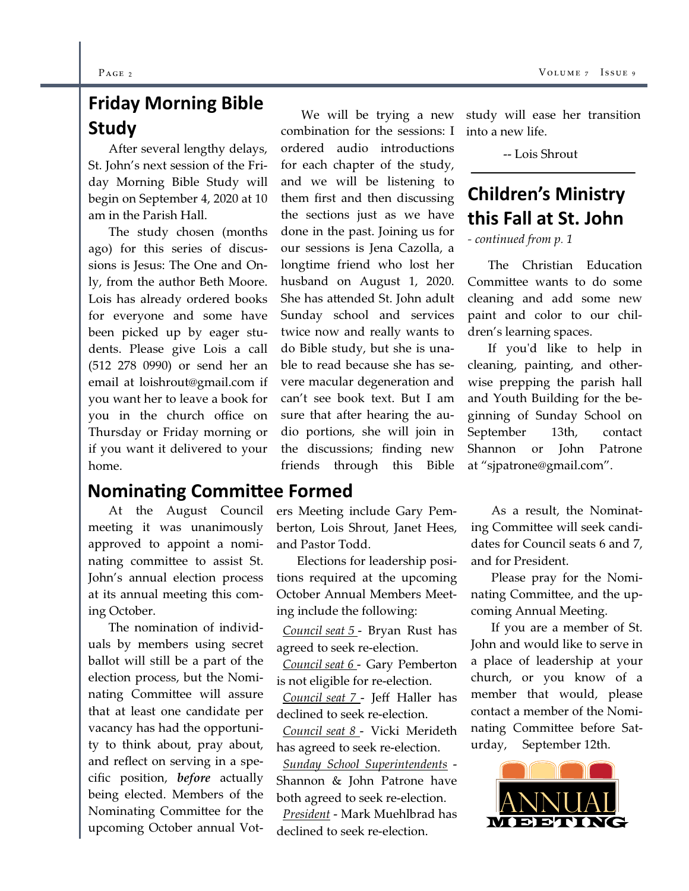## Friday Morning Bible Study

After several lengthy delays, St. John's next session of the Friday Morning Bible Study will begin on September 4, 2020 at 10 am in the Parish Hall.

The study chosen (months ago) for this series of discussions is Jesus: The One and Only, from the author Beth Moore. Lois has already ordered books for everyone and some have been picked up by eager students. Please give Lois a call (512 278 0990) or send her an email at loishrout@gmail.com if you want her to leave a book for you in the church office on Thursday or Friday morning or if you want it delivered to your home.

We will be trying a new combination for the sessions: I ordered audio introductions for each chapter of the study, and we will be listening to them first and then discussing the sections just as we have done in the past. Joining us for our sessions is Jena Cazolla, a longtime friend who lost her husband on August 1, 2020. She has attended St. John adult Sunday school and services twice now and really wants to do Bible study, but she is unable to read because she has severe macular degeneration and can't see book text. But I am sure that after hearing the audio portions, she will join in the discussions; finding new friends through this Bible study will ease her transition into a new life.

-- Lois Shrout

## Children's Ministry this Fall at St. John

*- continued from p. 1*

The Christian Education Committee wants to do some cleaning and add some new paint and color to our children's learning spaces.

If you'd like to help in cleaning, painting, and otherwise prepping the parish hall and Youth Building for the beginning of Sunday School on September 13th, contact Shannon or John Patrone at "sjpatrone@gmail.com".

## Nominating Committee Formed

At the August Council meeting it was unanimously approved to appoint a nominating committee to assist St. John's annual election process at its annual meeting this coming October.

The nomination of individuals by members using secret ballot will still be a part of the election process, but the Nominating Committee will assure that at least one candidate per vacancy has had the opportunity to think about, pray about, and reflect on serving in a specific position, ***before*** actually being elected. Members of the Nominating Committee for the upcoming October annual Voters Meeting include Gary Pemberton, Lois Shrout, Janet Hees, and Pastor Todd.

Elections for leadership positions required at the upcoming October Annual Members Meeting include the following:

*Council seat 5* - Bryan Rust has agreed to seek re-election.

*Council seat 6* - Gary Pemberton is not eligible for re-election.

*Council seat 7* - Jeff Haller has declined to seek re-election.

*Council seat 8* - Vicki Merideth has agreed to seek re-election.

*Sunday School Superintendents* - Shannon & John Patrone have both agreed to seek re-election.

*President* - Mark Muehlbrad has declined to seek re-election.

As a result, the Nominating Committee will seek candidates for Council seats 6 and 7, and for President.

Please pray for the Nominating Committee, and the upcoming Annual Meeting.

If you are a member of St. John and would like to serve in a place of leadership at your church, or you know of a member that would, please contact a member of the Nominating Committee before Saturday, September 12th.

ANNUAL MEETING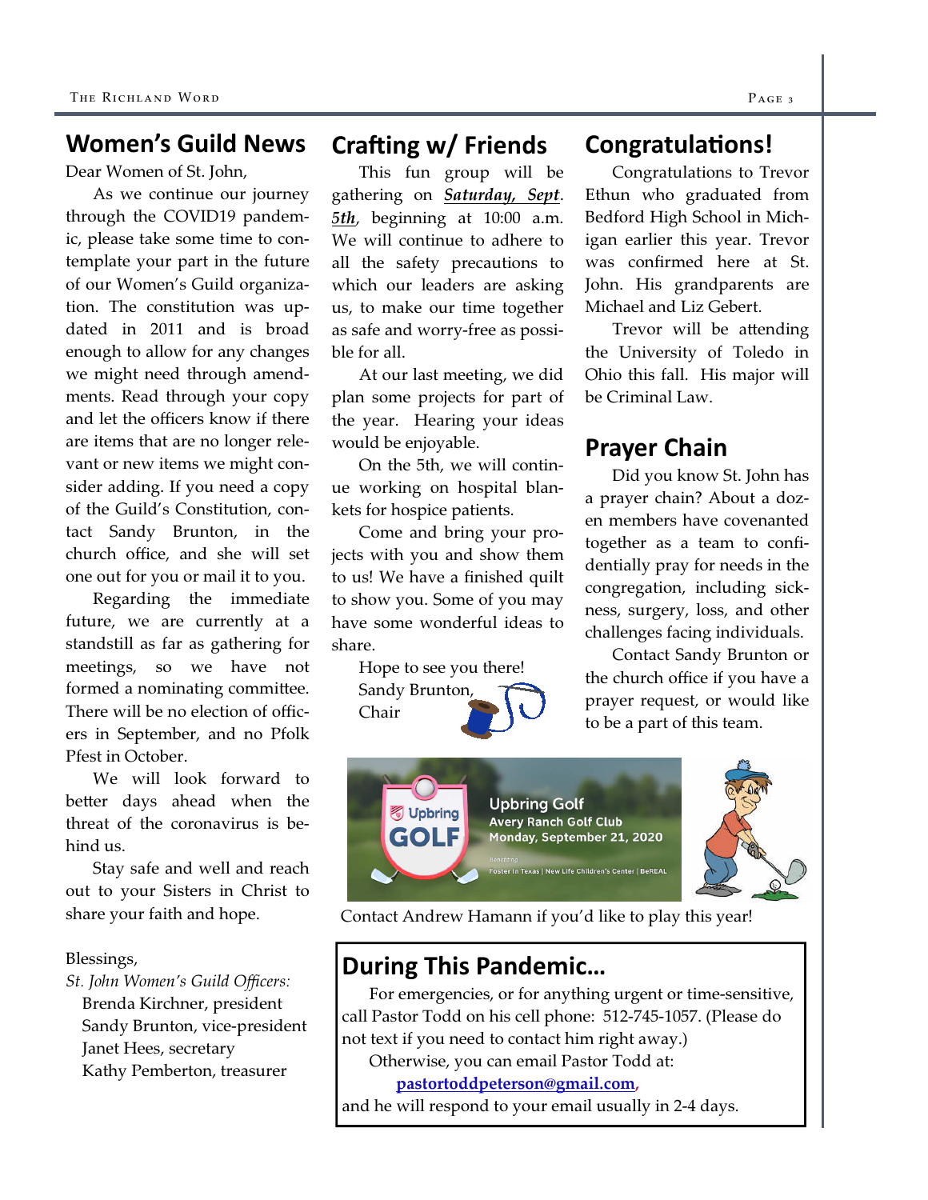## Women's Guild News

Dear Women of St. John,

As we continue our journey through the COVID19 pandemic, please take some time to contemplate your part in the future of our Women's Guild organization. The constitution was updated in 2011 and is broad enough to allow for any changes we might need through amendments. Read through your copy and let the officers know if there are items that are no longer relevant or new items we might consider adding. If you need a copy of the Guild's Constitution, contact Sandy Brunton, in the church office, and she will set one out for you or mail it to you.

Regarding the immediate future, we are currently at a standstill as far as gathering for meetings, so we have not formed a nominating committee. There will be no election of officers in September, and no Pfolk Pfest in October.

We will look forward to better days ahead when the threat of the coronavirus is behind us.

Stay safe and well and reach out to your Sisters in Christ to share your faith and hope.

Blessings,

*St. John Women's Guild Officers:*

Brenda Kirchner, president
Sandy Brunton, vice-president
Janet Hees, secretary
Kathy Pemberton, treasurer

## Crafting w/ Friends

This fun group will be gathering on ***Saturday, Sept. 5th***, beginning at 10:00 a.m. We will continue to adhere to all the safety precautions to which our leaders are asking us, to make our time together as safe and worry-free as possible for all.

At our last meeting, we did plan some projects for part of the year. Hearing your ideas would be enjoyable.

On the 5th, we will continue working on hospital blankets for hospice patients.

Come and bring your projects with you and show them to us! We have a finished quilt to show you. Some of you may have some wonderful ideas to share.

Hope to see you there!
Sandy Brunton,
Chair

## Congratulations!

Congratulations to Trevor Ethun who graduated from Bedford High School in Michigan earlier this year. Trevor was confirmed here at St. John. His grandparents are Michael and Liz Gebert.

Trevor will be attending the University of Toledo in Ohio this fall. His major will be Criminal Law.

## Prayer Chain

Did you know St. John has a prayer chain? About a dozen members have covenanted together as a team to confidentially pray for needs in the congregation, including sickness, surgery, loss, and other challenges facing individuals.

Contact Sandy Brunton or the church office if you have a prayer request, or would like to be a part of this team.

Upbring GOLF — Upbring Golf, Avery Ranch Golf Club, Monday, September 21, 2020. Benefiting Foster In Texas | New Life Children's Center | BeREAL

Contact Andrew Hamann if you'd like to play this year!

## During This Pandemic…

For emergencies, or for anything urgent or time-sensitive, call Pastor Todd on his cell phone: 512-745-1057. (Please do not text if you need to contact him right away.)

Otherwise, you can email Pastor Todd at:

**pastortoddpeterson@gmail.com**,

and he will respond to your email usually in 2-4 days.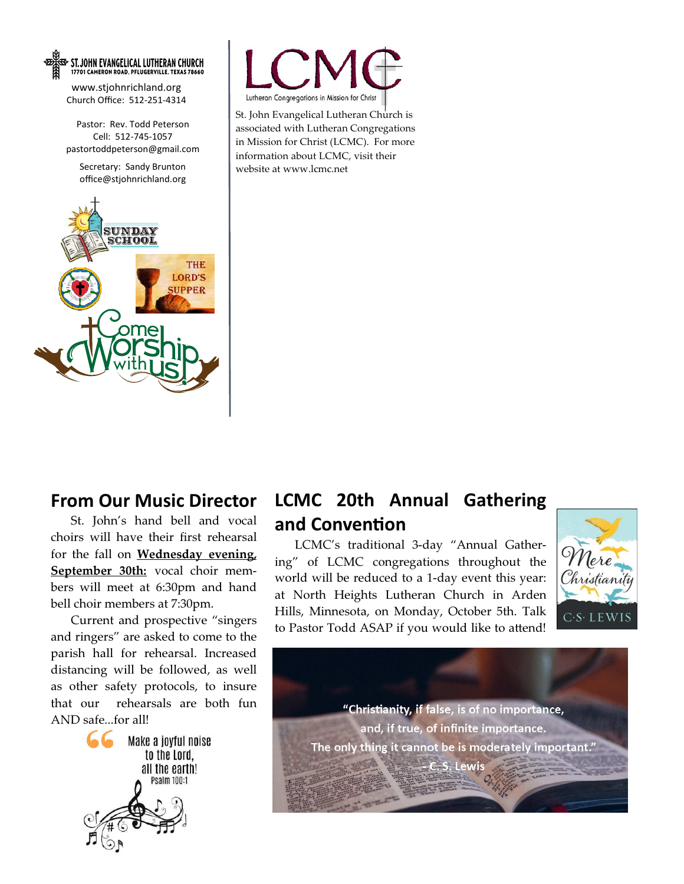ST. JOHN EVANGELICAL LUTHERAN CHURCH
17701 CAMERON ROAD, PFLUGERVILLE, TEXAS 78660

www.stjohnrichland.org
Church Office: 512-251-4314

Pastor: Rev. Todd Peterson
Cell: 512-745-1057
pastortoddpeterson@gmail.com

Secretary: Sandy Brunton
office@stjohnrichland.org

SUNDAY SCHOOL

THE LORD'S SUPPER

Come Worship with us!

LCMC
Lutheran Congregations in Mission for Christ

St. John Evangelical Lutheran Church is associated with Lutheran Congregations in Mission for Christ (LCMC). For more information about LCMC, visit their website at www.lcmc.net

## From Our Music Director

St. John's hand bell and vocal choirs will have their first rehearsal for the fall on **Wednesday evening, September 30th:** vocal choir members will meet at 6:30pm and hand bell choir members at 7:30pm.

Current and prospective "singers and ringers" are asked to come to the parish hall for rehearsal. Increased distancing will be followed, as well as other safety protocols, to insure that our rehearsals are both fun AND safe...for all!

"Make a joyful noise to the Lord, all the earth!
Psalm 100:1

## LCMC 20th Annual Gathering and Convention

LCMC's traditional 3-day "Annual Gathering" of LCMC congregations throughout the world will be reduced to a 1-day event this year: at North Heights Lutheran Church in Arden Hills, Minnesota, on Monday, October 5th. Talk to Pastor Todd ASAP if you would like to attend!

Mere Christianity
C·S· LEWIS

"Christianity, if false, is of no importance,
and, if true, of infinite importance.
The only thing it cannot be is moderately important."
- C. S. Lewis